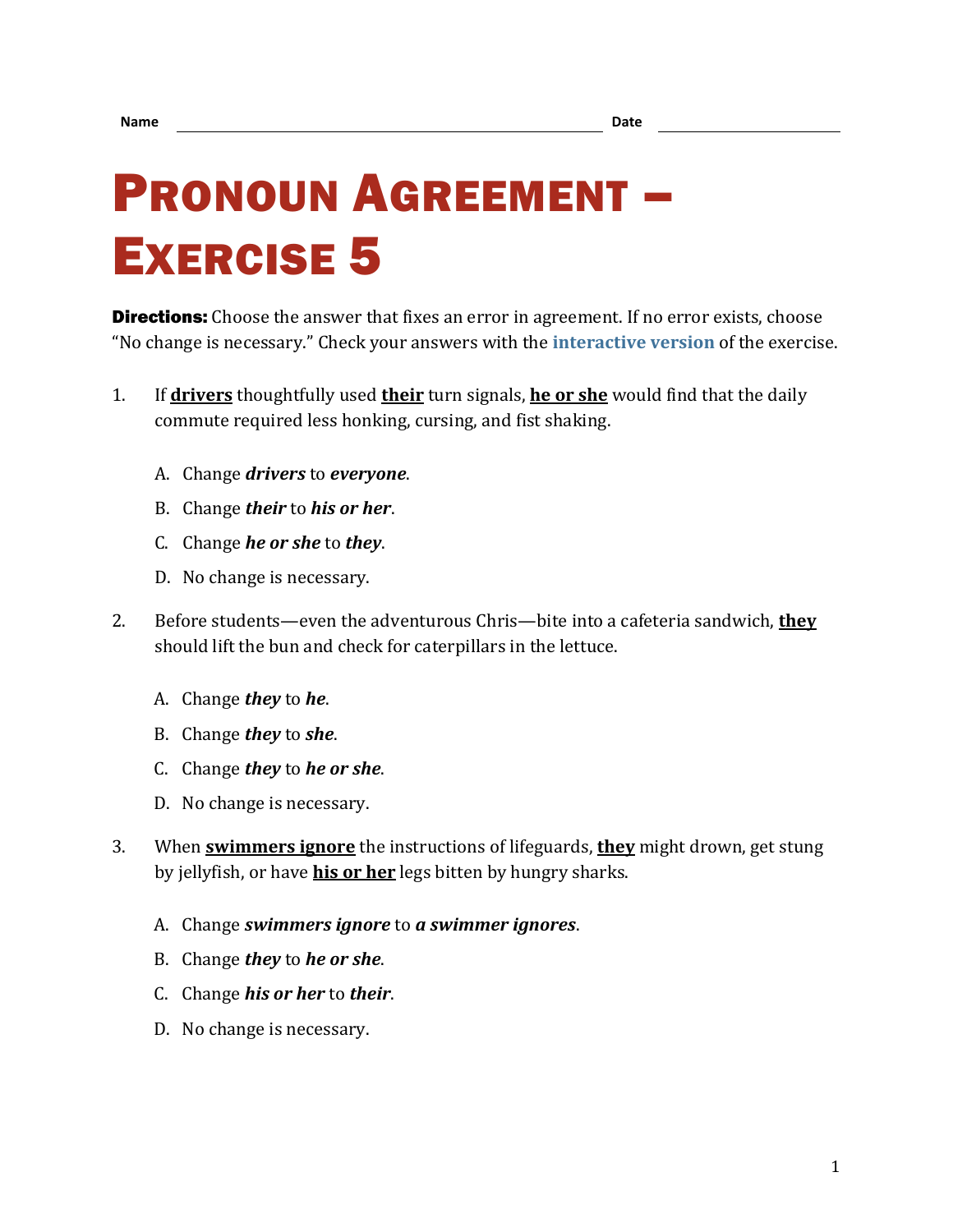Name ______________________ Date ______________

# Pronoun Agreement – Exercise 5

**Directions:** Choose the answer that fixes an error in agreement. If no error exists, choose "No change is necessary." Check your answers with the **interactive version** of the exercise.

1. If <u>**drivers**</u> thoughtfully used <u>**their**</u> turn signals, <u>**he or she**</u> would find that the daily commute required less honking, cursing, and fist shaking.

   A. Change ***drivers*** to ***everyone***.

   B. Change ***their*** to ***his or her***.

   C. Change ***he or she*** to ***they***.

   D. No change is necessary.

2. Before students—even the adventurous Chris—bite into a cafeteria sandwich, <u>**they**</u> should lift the bun and check for caterpillars in the lettuce.

   A. Change ***they*** to ***he***.

   B. Change ***they*** to ***she***.

   C. Change ***they*** to ***he or she***.

   D. No change is necessary.

3. When <u>**swimmers ignore**</u> the instructions of lifeguards, <u>**they**</u> might drown, get stung by jellyfish, or have <u>**his or her**</u> legs bitten by hungry sharks.

   A. Change ***swimmers ignore*** to ***a swimmer ignores***.

   B. Change ***they*** to ***he or she***.

   C. Change ***his or her*** to ***their***.

   D. No change is necessary.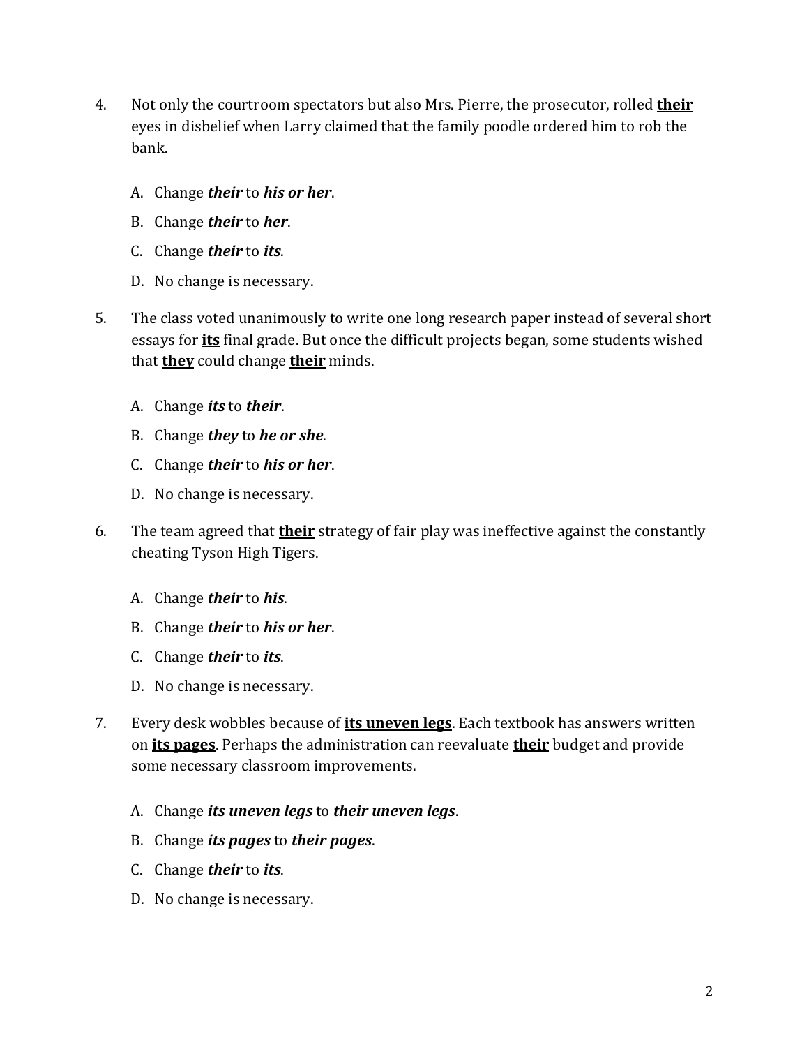4. Not only the courtroom spectators but also Mrs. Pierre, the prosecutor, rolled **<u>their</u>** eyes in disbelief when Larry claimed that the family poodle ordered him to rob the bank.

   A. Change ***their*** to ***his or her***.

   B. Change ***their*** to ***her***.

   C. Change ***their*** to ***its***.

   D. No change is necessary.

5. The class voted unanimously to write one long research paper instead of several short essays for **<u>its</u>** final grade. But once the difficult projects began, some students wished that **<u>they</u>** could change **<u>their</u>** minds.

   A. Change ***its*** to ***their***.

   B. Change ***they*** to ***he or she***.

   C. Change ***their*** to ***his or her***.

   D. No change is necessary.

6. The team agreed that **<u>their</u>** strategy of fair play was ineffective against the constantly cheating Tyson High Tigers.

   A. Change ***their*** to ***his***.

   B. Change ***their*** to ***his or her***.

   C. Change ***their*** to ***its***.

   D. No change is necessary.

7. Every desk wobbles because of **<u>its uneven legs</u>**. Each textbook has answers written on **<u>its pages</u>**. Perhaps the administration can reevaluate **<u>their</u>** budget and provide some necessary classroom improvements.

   A. Change ***its uneven legs*** to ***their uneven legs***.

   B. Change ***its pages*** to ***their pages***.

   C. Change ***their*** to ***its***.

   D. No change is necessary.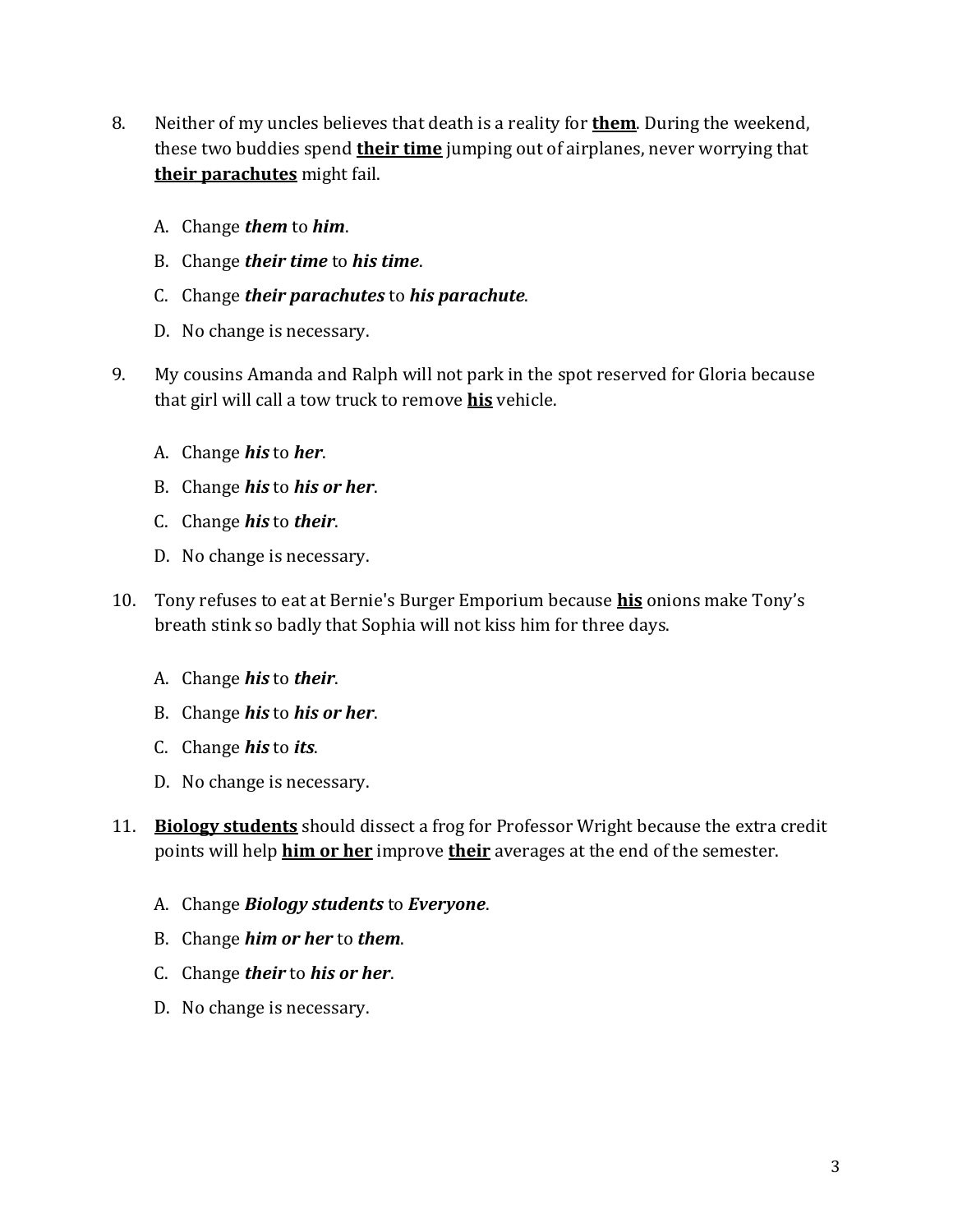8. Neither of my uncles believes that death is a reality for **them**. During the weekend, these two buddies spend **their time** jumping out of airplanes, never worrying that **their parachutes** might fail.

   A. Change ***them*** to ***him***.

   B. Change ***their time*** to ***his time***.

   C. Change ***their parachutes*** to ***his parachute***.

   D. No change is necessary.

9. My cousins Amanda and Ralph will not park in the spot reserved for Gloria because that girl will call a tow truck to remove **his** vehicle.

   A. Change ***his*** to ***her***.

   B. Change ***his*** to ***his or her***.

   C. Change ***his*** to ***their***.

   D. No change is necessary.

10. Tony refuses to eat at Bernie's Burger Emporium because **his** onions make Tony's breath stink so badly that Sophia will not kiss him for three days.

    A. Change ***his*** to ***their***.

    B. Change ***his*** to ***his or her***.

    C. Change ***his*** to ***its***.

    D. No change is necessary.

11. **Biology students** should dissect a frog for Professor Wright because the extra credit points will help **him or her** improve **their** averages at the end of the semester.

    A. Change ***Biology students*** to ***Everyone***.

    B. Change ***him or her*** to ***them***.

    C. Change ***their*** to ***his or her***.

    D. No change is necessary.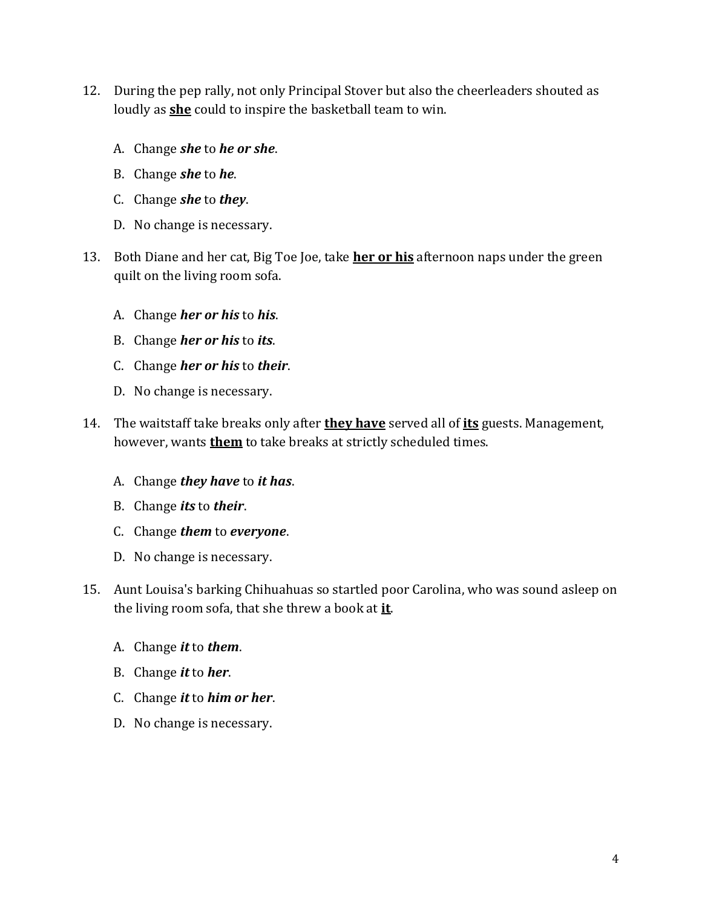12. During the pep rally, not only Principal Stover but also the cheerleaders shouted as loudly as **she** could to inspire the basketball team to win.

    A. Change ***she*** to ***he or she***.

    B. Change ***she*** to ***he***.

    C. Change ***she*** to ***they***.

    D. No change is necessary.

13. Both Diane and her cat, Big Toe Joe, take **her or his** afternoon naps under the green quilt on the living room sofa.

    A. Change ***her or his*** to ***his***.

    B. Change ***her or his*** to ***its***.

    C. Change ***her or his*** to ***their***.

    D. No change is necessary.

14. The waitstaff take breaks only after **they have** served all of **its** guests. Management, however, wants **them** to take breaks at strictly scheduled times.

    A. Change ***they have*** to ***it has***.

    B. Change ***its*** to ***their***.

    C. Change ***them*** to ***everyone***.

    D. No change is necessary.

15. Aunt Louisa's barking Chihuahuas so startled poor Carolina, who was sound asleep on the living room sofa, that she threw a book at **it**.

    A. Change ***it*** to ***them***.

    B. Change ***it*** to ***her***.

    C. Change ***it*** to ***him or her***.

    D. No change is necessary.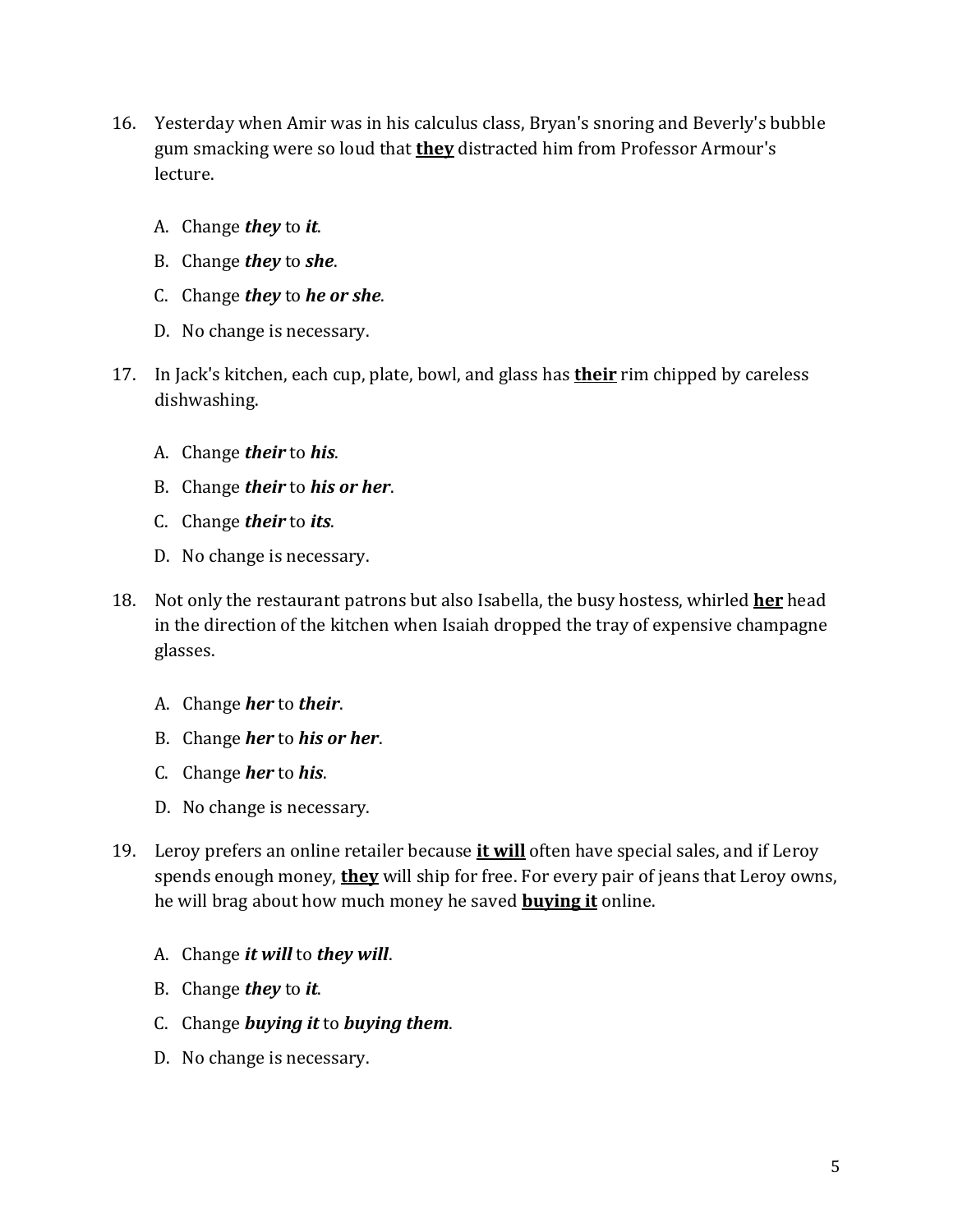16. Yesterday when Amir was in his calculus class, Bryan's snoring and Beverly's bubble gum smacking were so loud that **<u>they</u>** distracted him from Professor Armour's lecture.

    A. Change ***they*** to ***it***.

    B. Change ***they*** to ***she***.

    C. Change ***they*** to ***he or she***.

    D. No change is necessary.

17. In Jack's kitchen, each cup, plate, bowl, and glass has **<u>their</u>** rim chipped by careless dishwashing.

    A. Change ***their*** to ***his***.

    B. Change ***their*** to ***his or her***.

    C. Change ***their*** to ***its***.

    D. No change is necessary.

18. Not only the restaurant patrons but also Isabella, the busy hostess, whirled **<u>her</u>** head in the direction of the kitchen when Isaiah dropped the tray of expensive champagne glasses.

    A. Change ***her*** to ***their***.

    B. Change ***her*** to ***his or her***.

    C. Change ***her*** to ***his***.

    D. No change is necessary.

19. Leroy prefers an online retailer because **<u>it will</u>** often have special sales, and if Leroy spends enough money, **<u>they</u>** will ship for free. For every pair of jeans that Leroy owns, he will brag about how much money he saved **<u>buying it</u>** online.

    A. Change ***it will*** to ***they will***.

    B. Change ***they*** to ***it***.

    C. Change ***buying it*** to ***buying them***.

    D. No change is necessary.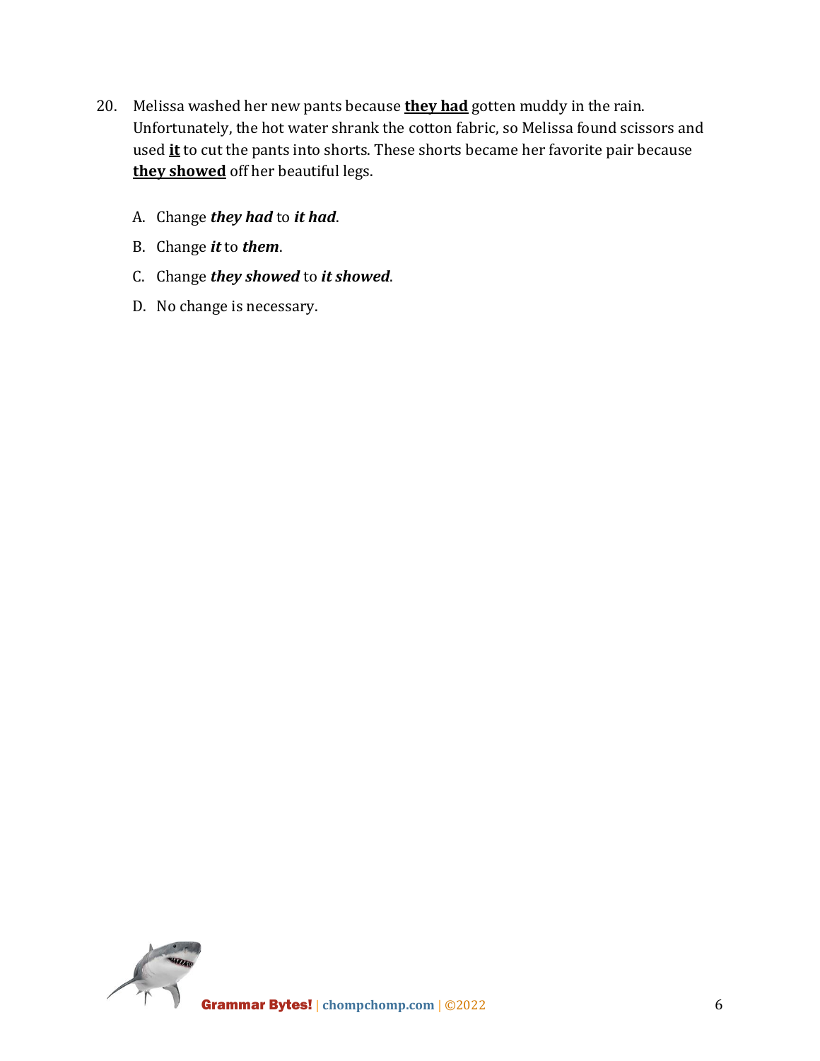20. Melissa washed her new pants because **<u>they had</u>** gotten muddy in the rain. Unfortunately, the hot water shrank the cotton fabric, so Melissa found scissors and used **<u>it</u>** to cut the pants into shorts. These shorts became her favorite pair because **<u>they showed</u>** off her beautiful legs.

    A. Change ***they had*** to ***it had***.

    B. Change ***it*** to ***them***.

    C. Change ***they showed*** to ***it showed***.

    D. No change is necessary.